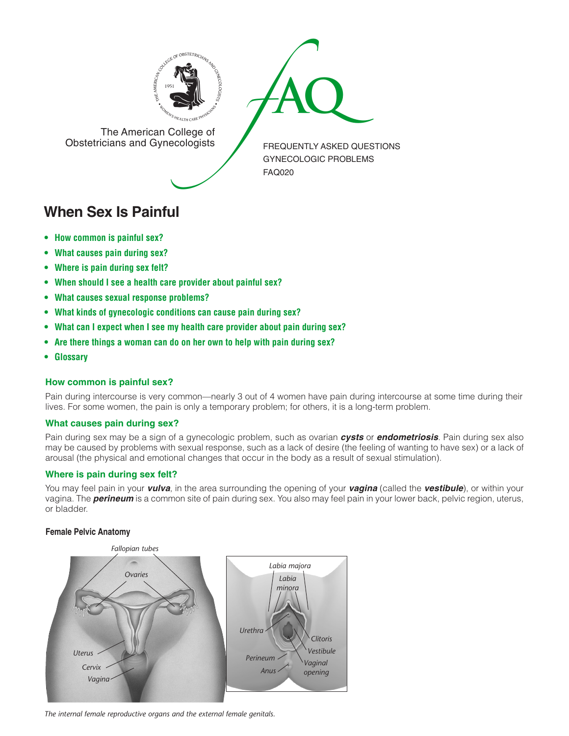The American College of Obstetricians and Gynecologists

FREQUENTLY ASKED QUESTIONS
GYNECOLOGIC PROBLEMS
FAQ020

# When Sex Is Painful

- **How common is painful sex?**
- **What causes pain during sex?**
- **Where is pain during sex felt?**
- **When should I see a health care provider about painful sex?**
- **What causes sexual response problems?**
- **What kinds of gynecologic conditions can cause pain during sex?**
- **What can I expect when I see my health care provider about pain during sex?**
- **Are there things a woman can do on her own to help with pain during sex?**
- **Glossary**

### How common is painful sex?

Pain during intercourse is very common—nearly 3 out of 4 women have pain during intercourse at some time during their lives. For some women, the pain is only a temporary problem; for others, it is a long-term problem.

### What causes pain during sex?

Pain during sex may be a sign of a gynecologic problem, such as ovarian ***cysts*** or ***endometriosis***. Pain during sex also may be caused by problems with sexual response, such as a lack of desire (the feeling of wanting to have sex) or a lack of arousal (the physical and emotional changes that occur in the body as a result of sexual stimulation).

### Where is pain during sex felt?

You may feel pain in your ***vulva***, in the area surrounding the opening of your ***vagina*** (called the ***vestibule***), or within your vagina. The ***perineum*** is a common site of pain during sex. You also may feel pain in your lower back, pelvic region, uterus, or bladder.

**Female Pelvic Anatomy**

*The internal female reproductive organs and the external female genitals.*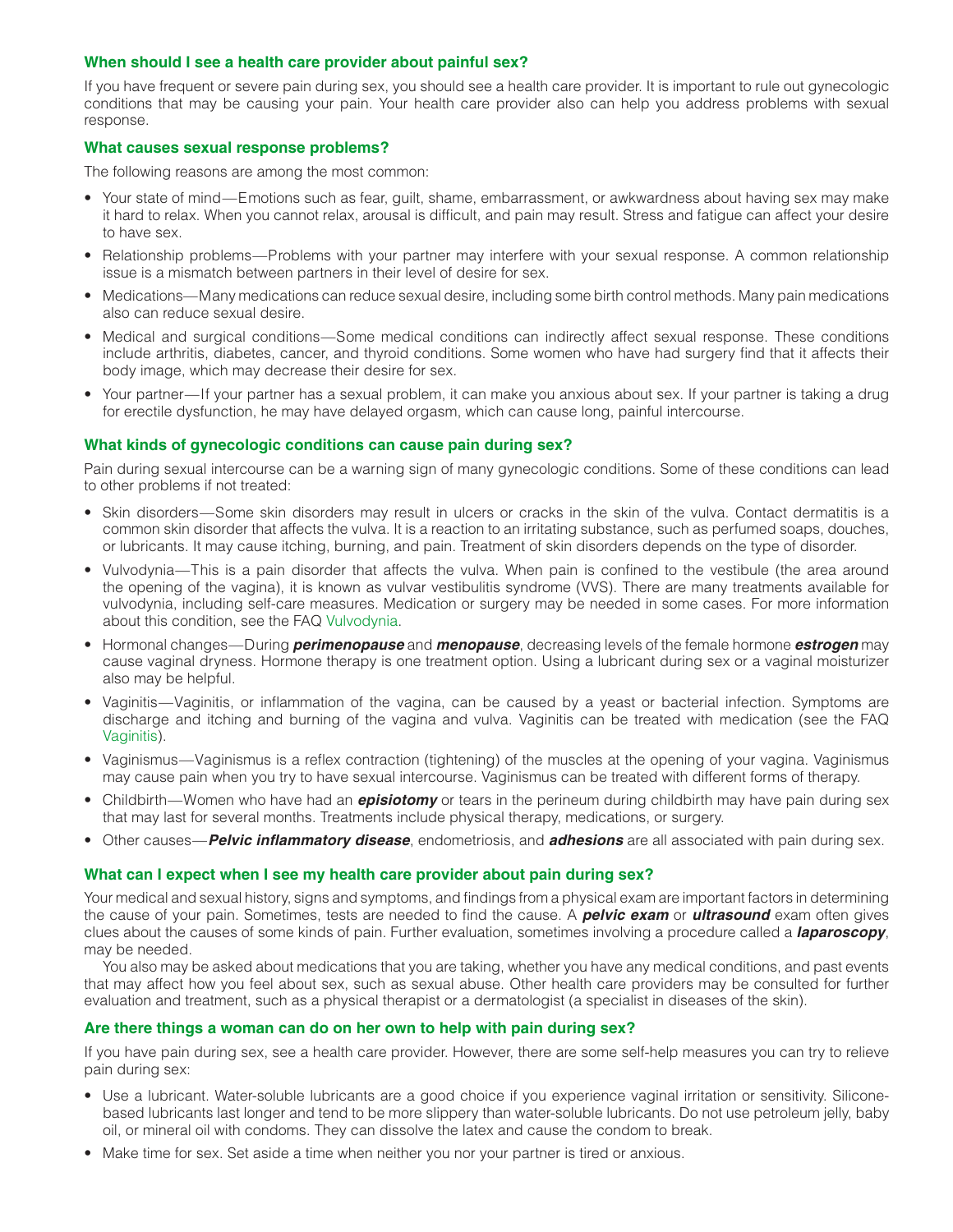### When should I see a health care provider about painful sex?

If you have frequent or severe pain during sex, you should see a health care provider. It is important to rule out gynecologic conditions that may be causing your pain. Your health care provider also can help you address problems with sexual response.

### What causes sexual response problems?

The following reasons are among the most common:

- Your state of mind—Emotions such as fear, guilt, shame, embarrassment, or awkwardness about having sex may make it hard to relax. When you cannot relax, arousal is difficult, and pain may result. Stress and fatigue can affect your desire to have sex.
- Relationship problems—Problems with your partner may interfere with your sexual response. A common relationship issue is a mismatch between partners in their level of desire for sex.
- Medications—Many medications can reduce sexual desire, including some birth control methods. Many pain medications also can reduce sexual desire.
- Medical and surgical conditions—Some medical conditions can indirectly affect sexual response. These conditions include arthritis, diabetes, cancer, and thyroid conditions. Some women who have had surgery find that it affects their body image, which may decrease their desire for sex.
- Your partner—If your partner has a sexual problem, it can make you anxious about sex. If your partner is taking a drug for erectile dysfunction, he may have delayed orgasm, which can cause long, painful intercourse.

### What kinds of gynecologic conditions can cause pain during sex?

Pain during sexual intercourse can be a warning sign of many gynecologic conditions. Some of these conditions can lead to other problems if not treated:

- Skin disorders—Some skin disorders may result in ulcers or cracks in the skin of the vulva. Contact dermatitis is a common skin disorder that affects the vulva. It is a reaction to an irritating substance, such as perfumed soaps, douches, or lubricants. It may cause itching, burning, and pain. Treatment of skin disorders depends on the type of disorder.
- Vulvodynia—This is a pain disorder that affects the vulva. When pain is confined to the vestibule (the area around the opening of the vagina), it is known as vulvar vestibulitis syndrome (VVS). There are many treatments available for vulvodynia, including self-care measures. Medication or surgery may be needed in some cases. For more information about this condition, see the FAQ Vulvodynia.
- Hormonal changes—During ***perimenopause*** and ***menopause***, decreasing levels of the female hormone ***estrogen*** may cause vaginal dryness. Hormone therapy is one treatment option. Using a lubricant during sex or a vaginal moisturizer also may be helpful.
- Vaginitis—Vaginitis, or inflammation of the vagina, can be caused by a yeast or bacterial infection. Symptoms are discharge and itching and burning of the vagina and vulva. Vaginitis can be treated with medication (see the FAQ Vaginitis).
- Vaginismus—Vaginismus is a reflex contraction (tightening) of the muscles at the opening of your vagina. Vaginismus may cause pain when you try to have sexual intercourse. Vaginismus can be treated with different forms of therapy.
- Childbirth—Women who have had an ***episiotomy*** or tears in the perineum during childbirth may have pain during sex that may last for several months. Treatments include physical therapy, medications, or surgery.
- Other causes—***Pelvic inflammatory disease***, endometriosis, and ***adhesions*** are all associated with pain during sex.

### What can I expect when I see my health care provider about pain during sex?

Your medical and sexual history, signs and symptoms, and findings from a physical exam are important factors in determining the cause of your pain. Sometimes, tests are needed to find the cause. A ***pelvic exam*** or ***ultrasound*** exam often gives clues about the causes of some kinds of pain. Further evaluation, sometimes involving a procedure called a ***laparoscopy***, may be needed.

You also may be asked about medications that you are taking, whether you have any medical conditions, and past events that may affect how you feel about sex, such as sexual abuse. Other health care providers may be consulted for further evaluation and treatment, such as a physical therapist or a dermatologist (a specialist in diseases of the skin).

### Are there things a woman can do on her own to help with pain during sex?

If you have pain during sex, see a health care provider. However, there are some self-help measures you can try to relieve pain during sex:

- Use a lubricant. Water-soluble lubricants are a good choice if you experience vaginal irritation or sensitivity. Silicone-based lubricants last longer and tend to be more slippery than water-soluble lubricants. Do not use petroleum jelly, baby oil, or mineral oil with condoms. They can dissolve the latex and cause the condom to break.
- Make time for sex. Set aside a time when neither you nor your partner is tired or anxious.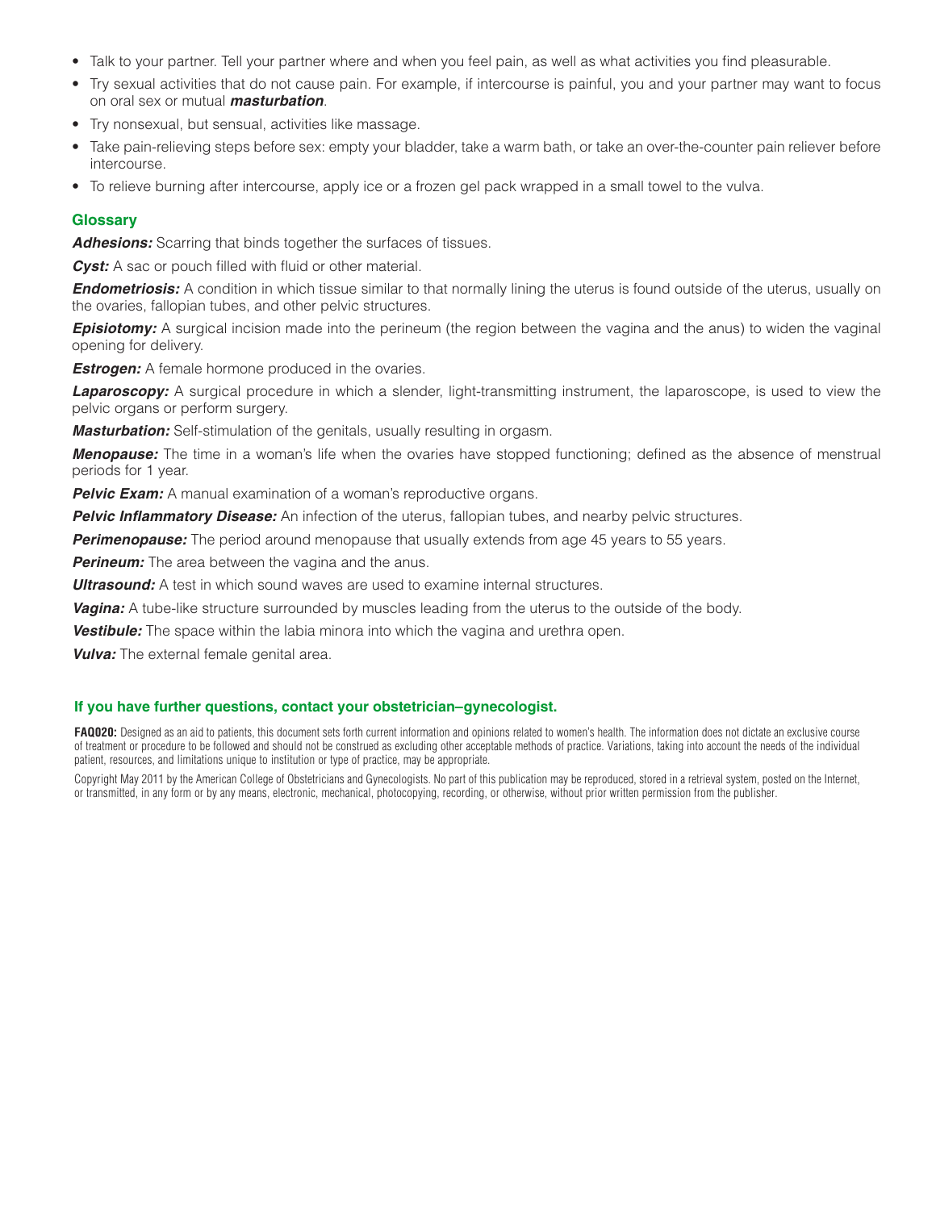- Talk to your partner. Tell your partner where and when you feel pain, as well as what activities you find pleasurable.
- Try sexual activities that do not cause pain. For example, if intercourse is painful, you and your partner may want to focus on oral sex or mutual ***masturbation***.
- Try nonsexual, but sensual, activities like massage.
- Take pain-relieving steps before sex: empty your bladder, take a warm bath, or take an over-the-counter pain reliever before intercourse.
- To relieve burning after intercourse, apply ice or a frozen gel pack wrapped in a small towel to the vulva.

## Glossary

***Adhesions:*** Scarring that binds together the surfaces of tissues.

***Cyst:*** A sac or pouch filled with fluid or other material.

***Endometriosis:*** A condition in which tissue similar to that normally lining the uterus is found outside of the uterus, usually on the ovaries, fallopian tubes, and other pelvic structures.

***Episiotomy:*** A surgical incision made into the perineum (the region between the vagina and the anus) to widen the vaginal opening for delivery.

***Estrogen:*** A female hormone produced in the ovaries.

***Laparoscopy:*** A surgical procedure in which a slender, light-transmitting instrument, the laparoscope, is used to view the pelvic organs or perform surgery.

***Masturbation:*** Self-stimulation of the genitals, usually resulting in orgasm.

***Menopause:*** The time in a woman's life when the ovaries have stopped functioning; defined as the absence of menstrual periods for 1 year.

***Pelvic Exam:*** A manual examination of a woman's reproductive organs.

***Pelvic Inflammatory Disease:*** An infection of the uterus, fallopian tubes, and nearby pelvic structures.

***Perimenopause:*** The period around menopause that usually extends from age 45 years to 55 years.

***Perineum:*** The area between the vagina and the anus.

***Ultrasound:*** A test in which sound waves are used to examine internal structures.

***Vagina:*** A tube-like structure surrounded by muscles leading from the uterus to the outside of the body.

***Vestibule:*** The space within the labia minora into which the vagina and urethra open.

***Vulva:*** The external female genital area.

**If you have further questions, contact your obstetrician–gynecologist.**

**FAQ020:** Designed as an aid to patients, this document sets forth current information and opinions related to women's health. The information does not dictate an exclusive course of treatment or procedure to be followed and should not be construed as excluding other acceptable methods of practice. Variations, taking into account the needs of the individual patient, resources, and limitations unique to institution or type of practice, may be appropriate.

Copyright May 2011 by the American College of Obstetricians and Gynecologists. No part of this publication may be reproduced, stored in a retrieval system, posted on the Internet, or transmitted, in any form or by any means, electronic, mechanical, photocopying, recording, or otherwise, without prior written permission from the publisher.